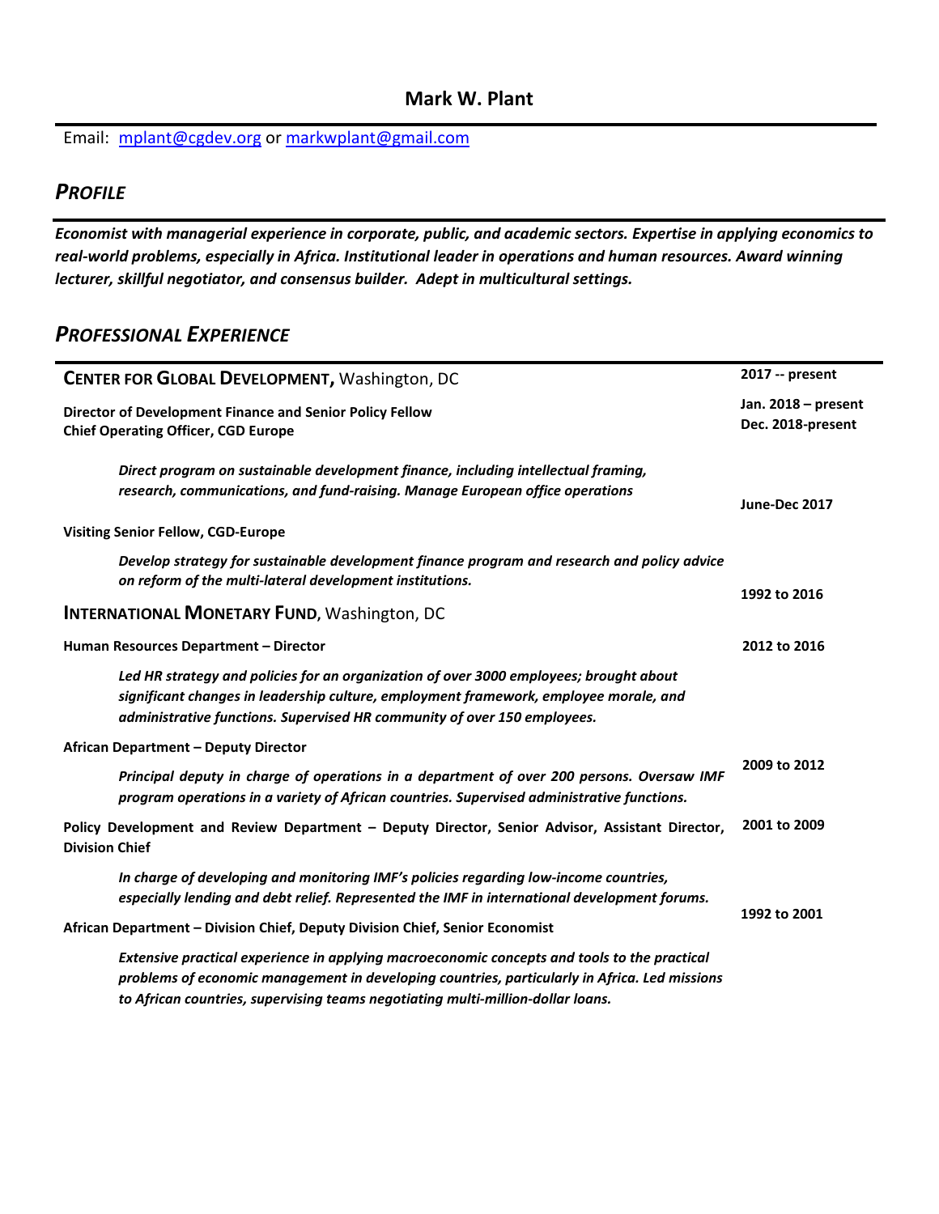# Mark W. Plant

Email: mplant@cgdev.org or markwplant@gmail.com

## *PROFILE*

***Economist with managerial experience in corporate, public, and academic sectors. Expertise in applying economics to real-world problems, especially in Africa. Institutional leader in operations and human resources. Award winning lecturer, skillful negotiator, and consensus builder. Adept in multicultural settings.***

## *PROFESSIONAL EXPERIENCE*

### **CENTER FOR GLOBAL DEVELOPMENT,** Washington, DC — **2017 -- present**

**Director of Development Finance and Senior Policy Fellow** — **Jan. 2018 – present**
**Chief Operating Officer, CGD Europe** — **Dec. 2018-present**

***Direct program on sustainable development finance, including intellectual framing, research, communications, and fund-raising. Manage European office operations***

**Visiting Senior Fellow, CGD-Europe** — **June-Dec 2017**

***Develop strategy for sustainable development finance program and research and policy advice on reform of the multi-lateral development institutions.***

### **INTERNATIONAL MONETARY FUND**, Washington, DC — **1992 to 2016**

**Human Resources Department – Director** — **2012 to 2016**

***Led HR strategy and policies for an organization of over 3000 employees; brought about significant changes in leadership culture, employment framework, employee morale, and administrative functions. Supervised HR community of over 150 employees.***

**African Department – Deputy Director** — **2009 to 2012**

***Principal deputy in charge of operations in a department of over 200 persons. Oversaw IMF program operations in a variety of African countries. Supervised administrative functions.***

**Policy Development and Review Department – Deputy Director, Senior Advisor, Assistant Director, Division Chief** — **2001 to 2009**

***In charge of developing and monitoring IMF's policies regarding low-income countries, especially lending and debt relief. Represented the IMF in international development forums.***

**African Department – Division Chief, Deputy Division Chief, Senior Economist** — **1992 to 2001**

***Extensive practical experience in applying macroeconomic concepts and tools to the practical problems of economic management in developing countries, particularly in Africa. Led missions to African countries, supervising teams negotiating multi-million-dollar loans.***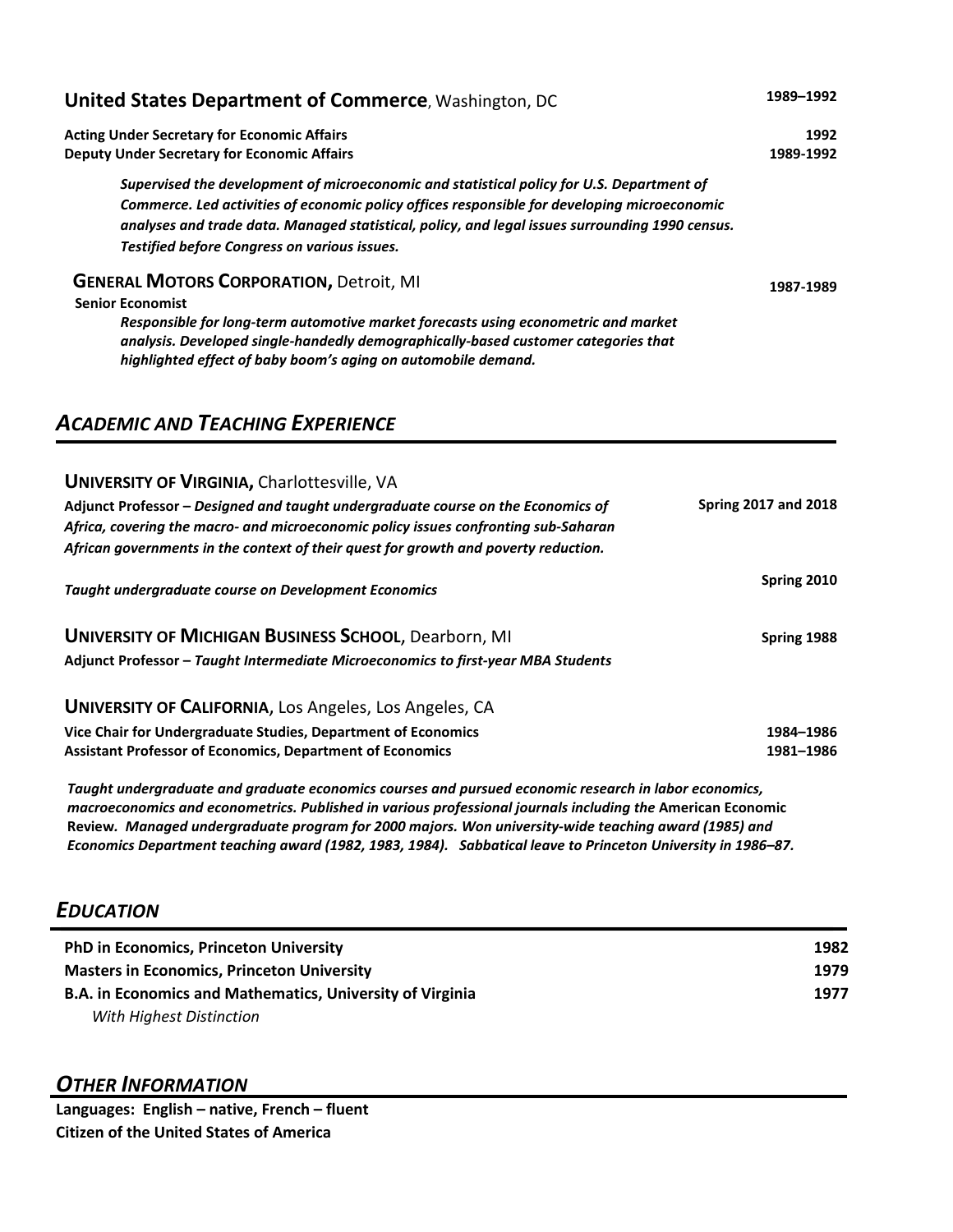**United States Department of Commerce**, Washington, DC — 1989–1992

**Acting Under Secretary for Economic Affairs** — **1992**
**Deputy Under Secretary for Economic Affairs** — **1989-1992**

***Supervised the development of microeconomic and statistical policy for U.S. Department of Commerce. Led activities of economic policy offices responsible for developing microeconomic analyses and trade data. Managed statistical, policy, and legal issues surrounding 1990 census. Testified before Congress on various issues.***

**GENERAL MOTORS CORPORATION,** Detroit, MI — **1987-1989**

**Senior Economist**

***Responsible for long-term automotive market forecasts using econometric and market analysis. Developed single-handedly demographically-based customer categories that highlighted effect of baby boom's aging on automobile demand.***

## *ACADEMIC AND TEACHING EXPERIENCE*

**UNIVERSITY OF VIRGINIA,** Charlottesville, VA

**Adjunct Professor –** ***Designed and taught undergraduate course on the Economics of Africa, covering the macro- and microeconomic policy issues confronting sub-Saharan African governments in the context of their quest for growth and poverty reduction.*** — **Spring 2017 and 2018**

***Taught undergraduate course on Development Economics*** — **Spring 2010**

**UNIVERSITY OF MICHIGAN BUSINESS SCHOOL,** Dearborn, MI — **Spring 1988**

**Adjunct Professor –** ***Taught Intermediate Microeconomics to first-year MBA Students***

**UNIVERSITY OF CALIFORNIA**, Los Angeles, Los Angeles, CA

**Vice Chair for Undergraduate Studies, Department of Economics** — **1984–1986**
**Assistant Professor of Economics, Department of Economics** — **1981–1986**

***Taught undergraduate and graduate economics courses and pursued economic research in labor economics, macroeconomics and econometrics. Published in various professional journals including the*** **American Economic Review. *Managed undergraduate program for 2000 majors. Won university-wide teaching award (1985) and Economics Department teaching award (1982, 1983, 1984). Sabbatical leave to Princeton University in 1986–87.***

## *EDUCATION*

**PhD in Economics, Princeton University** — **1982**
**Masters in Economics, Princeton University** — **1979**
**B.A. in Economics and Mathematics, University of Virginia** — **1977**
*With Highest Distinction*

## *OTHER INFORMATION*

**Languages: English – native, French – fluent**
**Citizen of the United States of America**